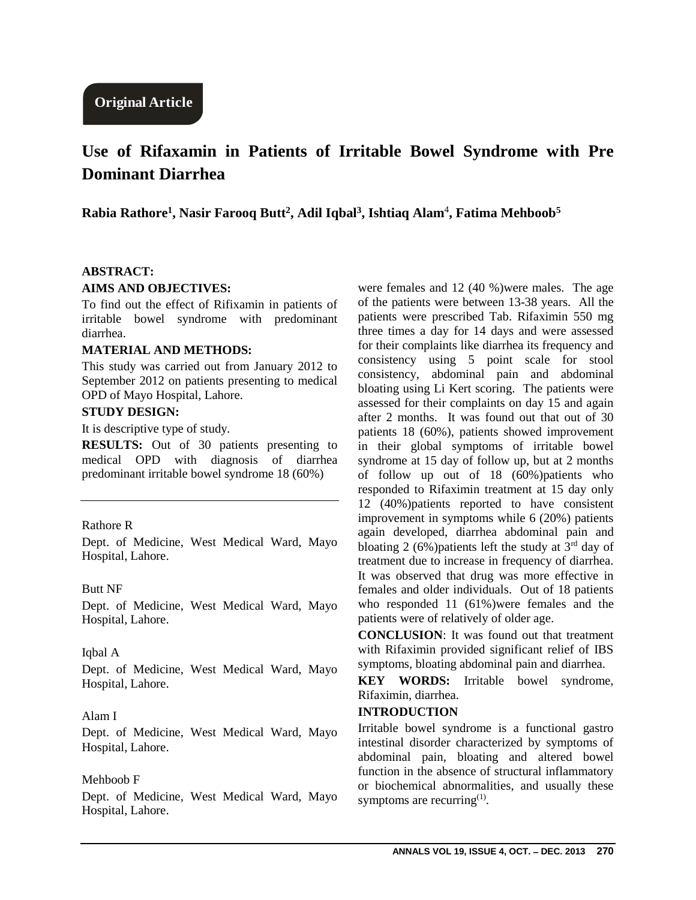**Original Article**

# Use of Rifaxamin in Patients of Irritable Bowel Syndrome with Pre Dominant Diarrhea

**Rabia Rathore[1], Nasir Farooq Butt[2], Adil Iqbal[3], Ishtiaq Alam[4], Fatima Mehboob[5]**

## ABSTRACT:

### AIMS AND OBJECTIVES:

To find out the effect of Rifixamin in patients of irritable bowel syndrome with predominant diarrhea.

### MATERIAL AND METHODS:

This study was carried out from January 2012 to September 2012 on patients presenting to medical OPD of Mayo Hospital, Lahore.

### STUDY DESIGN:

It is descriptive type of study.

**RESULTS:** Out of 30 patients presenting to medical OPD with diagnosis of diarrhea predominant irritable bowel syndrome 18 (60%) were females and 12 (40 %)were males. The age of the patients were between 13-38 years. All the patients were prescribed Tab. Rifaximin 550 mg three times a day for 14 days and were assessed for their complaints like diarrhea its frequency and consistency using 5 point scale for stool consistency, abdominal pain and abdominal bloating using Li Kert scoring. The patients were assessed for their complaints on day 15 and again after 2 months. It was found out that out of 30 patients 18 (60%), patients showed improvement in their global symptoms of irritable bowel syndrome at 15 day of follow up, but at 2 months of follow up out of 18 (60%)patients who responded to Rifaximin treatment at 15 day only 12 (40%)patients reported to have consistent improvement in symptoms while 6 (20%) patients again developed, diarrhea abdominal pain and bloating 2 (6%)patients left the study at 3rd day of treatment due to increase in frequency of diarrhea. It was observed that drug was more effective in females and older individuals. Out of 18 patients who responded 11 (61%)were females and the patients were of relatively of older age.

**CONCLUSION**: It was found out that treatment with Rifaximin provided significant relief of IBS symptoms, bloating abdominal pain and diarrhea.

**KEY WORDS:** Irritable bowel syndrome, Rifaximin, diarrhea.

---

Rathore R

Dept. of Medicine, West Medical Ward, Mayo Hospital, Lahore.

Butt NF

Dept. of Medicine, West Medical Ward, Mayo Hospital, Lahore.

Iqbal A

Dept. of Medicine, West Medical Ward, Mayo Hospital, Lahore.

Alam I

Dept. of Medicine, West Medical Ward, Mayo Hospital, Lahore.

Mehboob F

Dept. of Medicine, West Medical Ward, Mayo Hospital, Lahore.

---

## INTRODUCTION

Irritable bowel syndrome is a functional gastro intestinal disorder characterized by symptoms of abdominal pain, bloating and altered bowel function in the absence of structural inflammatory or biochemical abnormalities, and usually these symptoms are recurring[(1)].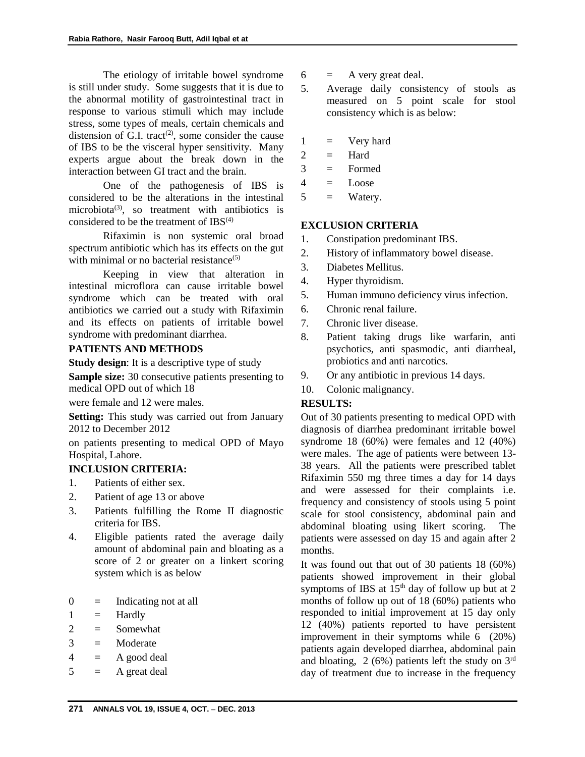The etiology of irritable bowel syndrome is still under study. Some suggests that it is due to the abnormal motility of gastrointestinal tract in response to various stimuli which may include stress, some types of meals, certain chemicals and distension of G.I. tract[2], some consider the cause of IBS to be the visceral hyper sensitivity. Many experts argue about the break down in the interaction between GI tract and the brain.

One of the pathogenesis of IBS is considered to be the alterations in the intestinal microbiota[3], so treatment with antibiotics is considered to be the treatment of IBS[4]

Rifaximin is non systemic oral broad spectrum antibiotic which has its effects on the gut with minimal or no bacterial resistance[5]

Keeping in view that alteration in intestinal microflora can cause irritable bowel syndrome which can be treated with oral antibiotics we carried out a study with Rifaximin and its effects on patients of irritable bowel syndrome with predominant diarrhea.

## PATIENTS AND METHODS

**Study design**: It is a descriptive type of study

**Sample size:** 30 consecutive patients presenting to medical OPD out of which 18

were female and 12 were males.

**Setting:** This study was carried out from January 2012 to December 2012

on patients presenting to medical OPD of Mayo Hospital, Lahore.

## INCLUSION CRITERIA:

1. Patients of either sex.
2. Patient of age 13 or above
3. Patients fulfilling the Rome II diagnostic criteria for IBS.
4. Eligible patients rated the average daily amount of abdominal pain and bloating as a score of 2 or greater on a linkert scoring system which is as below

0 = Indicating not at all
1 = Hardly
2 = Somewhat
3 = Moderate
4 = A good deal
5 = A great deal
6 = A very great deal.

5. Average daily consistency of stools as measured on 5 point scale for stool consistency which is as below:

1 = Very hard
2 = Hard
3 = Formed
4 = Loose
5 = Watery.

## EXCLUSION CRITERIA

1. Constipation predominant IBS.
2. History of inflammatory bowel disease.
3. Diabetes Mellitus.
4. Hyper thyroidism.
5. Human immuno deficiency virus infection.
6. Chronic renal failure.
7. Chronic liver disease.
8. Patient taking drugs like warfarin, anti psychotics, anti spasmodic, anti diarrheal, probiotics and anti narcotics.
9. Or any antibiotic in previous 14 days.
10. Colonic malignancy.

## RESULTS:

Out of 30 patients presenting to medical OPD with diagnosis of diarrhea predominant irritable bowel syndrome 18 (60%) were females and 12 (40%) were males. The age of patients were between 13-38 years. All the patients were prescribed tablet Rifaximin 550 mg three times a day for 14 days and were assessed for their complaints i.e. frequency and consistency of stools using 5 point scale for stool consistency, abdominal pain and abdominal bloating using likert scoring. The patients were assessed on day 15 and again after 2 months.

It was found out that out of 30 patients 18 (60%) patients showed improvement in their global symptoms of IBS at 15th day of follow up but at 2 months of follow up out of 18 (60%) patients who responded to initial improvement at 15 day only 12 (40%) patients reported to have persistent improvement in their symptoms while 6 (20%) patients again developed diarrhea, abdominal pain and bloating, 2 (6%) patients left the study on 3rd day of treatment due to increase in the frequency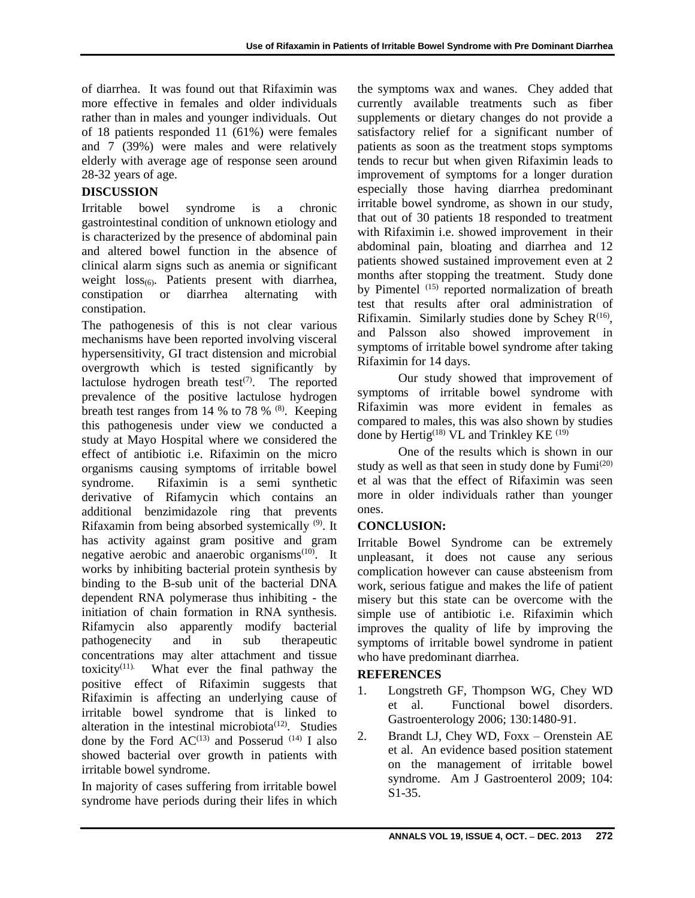of diarrhea. It was found out that Rifaximin was more effective in females and older individuals rather than in males and younger individuals. Out of 18 patients responded 11 (61%) were females and 7 (39%) were males and were relatively elderly with average age of response seen around 28-32 years of age.

## DISCUSSION

Irritable bowel syndrome is a chronic gastrointestinal condition of unknown etiology and is characterized by the presence of abdominal pain and altered bowel function in the absence of clinical alarm signs such as anemia or significant weight loss[6]. Patients present with diarrhea, constipation or diarrhea alternating with constipation.

The pathogenesis of this is not clear various mechanisms have been reported involving visceral hypersensitivity, GI tract distension and microbial overgrowth which is tested significantly by lactulose hydrogen breath test[7]. The reported prevalence of the positive lactulose hydrogen breath test ranges from 14 % to 78 % [8]. Keeping this pathogenesis under view we conducted a study at Mayo Hospital where we considered the effect of antibiotic i.e. Rifaximin on the micro organisms causing symptoms of irritable bowel syndrome. Rifaximin is a semi synthetic derivative of Rifamycin which contains an additional benzimidazole ring that prevents Rifaxamin from being absorbed systemically [9]. It has activity against gram positive and gram negative aerobic and anaerobic organisms[10]. It works by inhibiting bacterial protein synthesis by binding to the B-sub unit of the bacterial DNA dependent RNA polymerase thus inhibiting - the initiation of chain formation in RNA synthesis. Rifamycin also apparently modify bacterial pathogenecity and in sub therapeutic concentrations may alter attachment and tissue toxicity[11]. What ever the final pathway the positive effect of Rifaximin suggests that Rifaximin is affecting an underlying cause of irritable bowel syndrome that is linked to alteration in the intestinal microbiota[12]. Studies done by the Ford AC[13] and Posserud [14] I also showed bacterial over growth in patients with irritable bowel syndrome.

In majority of cases suffering from irritable bowel syndrome have periods during their lifes in which the symptoms wax and wanes. Chey added that currently available treatments such as fiber supplements or dietary changes do not provide a satisfactory relief for a significant number of patients as soon as the treatment stops symptoms tends to recur but when given Rifaximin leads to improvement of symptoms for a longer duration especially those having diarrhea predominant irritable bowel syndrome, as shown in our study, that out of 30 patients 18 responded to treatment with Rifaximin i.e. showed improvement in their abdominal pain, bloating and diarrhea and 12 patients showed sustained improvement even at 2 months after stopping the treatment. Study done by Pimentel [15] reported normalization of breath test that results after oral administration of Rifixamin. Similarly studies done by Schey R[16], and Palsson also showed improvement in symptoms of irritable bowel syndrome after taking Rifaximin for 14 days.

Our study showed that improvement of symptoms of irritable bowel syndrome with Rifaximin was more evident in females as compared to males, this was also shown by studies done by Hertig[18] VL and Trinkley KE [19]

One of the results which is shown in our study as well as that seen in study done by Fumi[20] et al was that the effect of Rifaximin was seen more in older individuals rather than younger ones.

## CONCLUSION:

Irritable Bowel Syndrome can be extremely unpleasant, it does not cause any serious complication however can cause absteenism from work, serious fatigue and makes the life of patient misery but this state can be overcome with the simple use of antibiotic i.e. Rifaximin which improves the quality of life by improving the symptoms of irritable bowel syndrome in patient who have predominant diarrhea.

## REFERENCES

1. Longstreth GF, Thompson WG, Chey WD et al. Functional bowel disorders. Gastroenterology 2006; 130:1480-91.
2. Brandt LJ, Chey WD, Foxx – Orenstein AE et al. An evidence based position statement on the management of irritable bowel syndrome. Am J Gastroenterol 2009; 104: S1-35.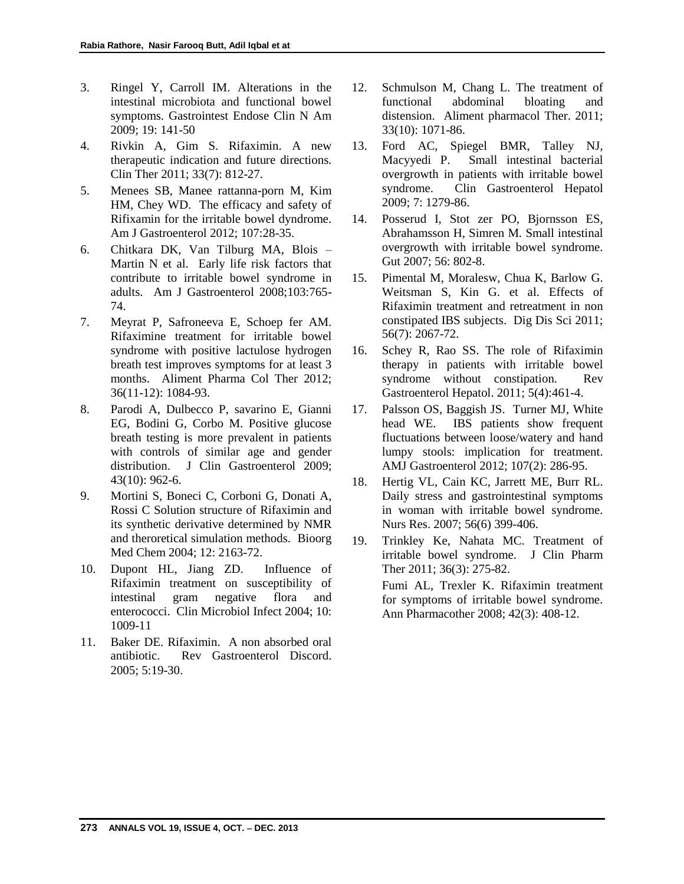3. Ringel Y, Carroll IM. Alterations in the intestinal microbiota and functional bowel symptoms. Gastrointest Endose Clin N Am 2009; 19: 141-50
4. Rivkin A, Gim S. Rifaximin. A new therapeutic indication and future directions. Clin Ther 2011; 33(7): 812-27.
5. Menees SB, Manee rattanna-porn M, Kim HM, Chey WD. The efficacy and safety of Rifixamin for the irritable bowel dyndrome. Am J Gastroenterol 2012; 107:28-35.
6. Chitkara DK, Van Tilburg MA, Blois – Martin N et al. Early life risk factors that contribute to irritable bowel syndrome in adults. Am J Gastroenterol 2008;103:765-74.
7. Meyrat P, Safroneeva E, Schoep fer AM. Rifaximine treatment for irritable bowel syndrome with positive lactulose hydrogen breath test improves symptoms for at least 3 months. Aliment Pharma Col Ther 2012; 36(11-12): 1084-93.
8. Parodi A, Dulbecco P, savarino E, Gianni EG, Bodini G, Corbo M. Positive glucose breath testing is more prevalent in patients with controls of similar age and gender distribution. J Clin Gastroenterol 2009; 43(10): 962-6.
9. Mortini S, Boneci C, Corboni G, Donati A, Rossi C Solution structure of Rifaximin and its synthetic derivative determined by NMR and theroretical simulation methods. Bioorg Med Chem 2004; 12: 2163-72.
10. Dupont HL, Jiang ZD. Influence of Rifaximin treatment on susceptibility of intestinal gram negative flora and enterococci. Clin Microbiol Infect 2004; 10: 1009-11
11. Baker DE. Rifaximin. A non absorbed oral antibiotic. Rev Gastroenterol Discord. 2005; 5:19-30.
12. Schmulson M, Chang L. The treatment of functional abdominal bloating and distension. Aliment pharmacol Ther. 2011; 33(10): 1071-86.
13. Ford AC, Spiegel BMR, Talley NJ, Macyyedi P. Small intestinal bacterial overgrowth in patients with irritable bowel syndrome. Clin Gastroenterol Hepatol 2009; 7: 1279-86.
14. Posserud I, Stot zer PO, Bjornsson ES, Abrahamsson H, Simren M. Small intestinal overgrowth with irritable bowel syndrome. Gut 2007; 56: 802-8.
15. Pimental M, Moralesw, Chua K, Barlow G. Weitsman S, Kin G. et al. Effects of Rifaximin treatment and retreatment in non constipated IBS subjects. Dig Dis Sci 2011; 56(7): 2067-72.
16. Schey R, Rao SS. The role of Rifaximin therapy in patients with irritable bowel syndrome without constipation. Rev Gastroenterol Hepatol. 2011; 5(4):461-4.
17. Palsson OS, Baggish JS. Turner MJ, White head WE. IBS patients show frequent fluctuations between loose/watery and hand lumpy stools: implication for treatment. AMJ Gastroenterol 2012; 107(2): 286-95.
18. Hertig VL, Cain KC, Jarrett ME, Burr RL. Daily stress and gastrointestinal symptoms in woman with irritable bowel syndrome. Nurs Res. 2007; 56(6) 399-406.
19. Trinkley Ke, Nahata MC. Treatment of irritable bowel syndrome. J Clin Pharm Ther 2011; 36(3): 275-82.

    Fumi AL, Trexler K. Rifaximin treatment for symptoms of irritable bowel syndrome. Ann Pharmacother 2008; 42(3): 408-12.